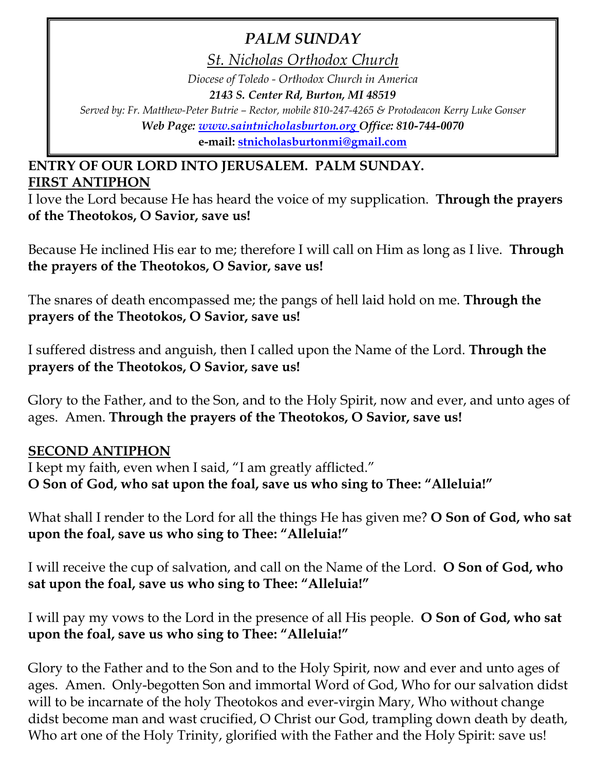# *PALM SUNDAY*

*St. Nicholas Orthodox Church*

*Diocese of Toledo - Orthodox Church in America*

***2143 S. Center Rd, Burton, MI 48519***

*Served by: Fr. Matthew-Peter Butrie – Rector, mobile 810-247-4265 & Protodeacon Kerry Luke Gonser*

***Web Page: [www.saintnicholasburton.org](http://www.saintnicholasburton.org) Office: 810-744-0070***

**e-mail: [stnicholasburtonmi@gmail.com](mailto:stnicholasburtonmi@gmail.com)**

**ENTRY OF OUR LORD INTO JERUSALEM. PALM SUNDAY.**

## FIRST ANTIPHON

I love the Lord because He has heard the voice of my supplication. **Through the prayers of the Theotokos, O Savior, save us!**

Because He inclined His ear to me; therefore I will call on Him as long as I live. **Through the prayers of the Theotokos, O Savior, save us!**

The snares of death encompassed me; the pangs of hell laid hold on me. **Through the prayers of the Theotokos, O Savior, save us!**

I suffered distress and anguish, then I called upon the Name of the Lord. **Through the prayers of the Theotokos, O Savior, save us!**

Glory to the Father, and to the Son, and to the Holy Spirit, now and ever, and unto ages of ages. Amen. **Through the prayers of the Theotokos, O Savior, save us!**

## SECOND ANTIPHON

I kept my faith, even when I said, "I am greatly afflicted."
**O Son of God, who sat upon the foal, save us who sing to Thee: "Alleluia!"**

What shall I render to the Lord for all the things He has given me? **O Son of God, who sat upon the foal, save us who sing to Thee: "Alleluia!"**

I will receive the cup of salvation, and call on the Name of the Lord. **O Son of God, who sat upon the foal, save us who sing to Thee: "Alleluia!"**

I will pay my vows to the Lord in the presence of all His people. **O Son of God, who sat upon the foal, save us who sing to Thee: "Alleluia!"**

Glory to the Father and to the Son and to the Holy Spirit, now and ever and unto ages of ages. Amen. Only-begotten Son and immortal Word of God, Who for our salvation didst will to be incarnate of the holy Theotokos and ever-virgin Mary, Who without change didst become man and wast crucified, O Christ our God, trampling down death by death, Who art one of the Holy Trinity, glorified with the Father and the Holy Spirit: save us!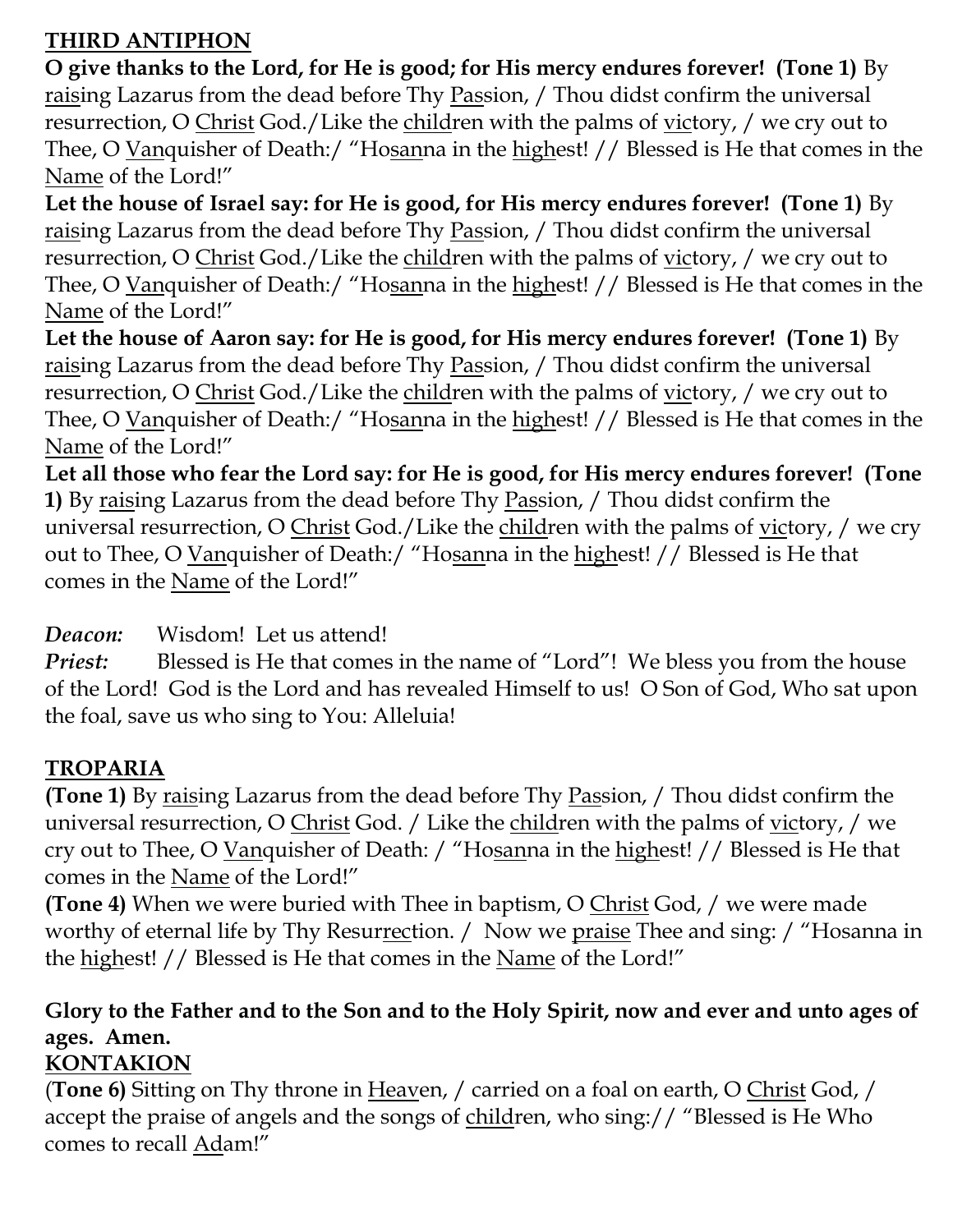## THIRD ANTIPHON

**O give thanks to the Lord, for He is good; for His mercy endures forever! (Tone 1)** By raising Lazarus from the dead before Thy Passion, / Thou didst confirm the universal resurrection, O Christ God./Like the children with the palms of victory, / we cry out to Thee, O Vanquisher of Death:/ "Hosanna in the highest! // Blessed is He that comes in the Name of the Lord!"

**Let the house of Israel say: for He is good, for His mercy endures forever! (Tone 1)** By raising Lazarus from the dead before Thy Passion, / Thou didst confirm the universal resurrection, O Christ God./Like the children with the palms of victory, / we cry out to Thee, O Vanquisher of Death:/ "Hosanna in the highest! // Blessed is He that comes in the Name of the Lord!"

**Let the house of Aaron say: for He is good, for His mercy endures forever! (Tone 1)** By raising Lazarus from the dead before Thy Passion, / Thou didst confirm the universal resurrection, O Christ God./Like the children with the palms of victory, / we cry out to Thee, O Vanquisher of Death:/ "Hosanna in the highest! // Blessed is He that comes in the Name of the Lord!"

**Let all those who fear the Lord say: for He is good, for His mercy endures forever! (Tone 1)** By raising Lazarus from the dead before Thy Passion, / Thou didst confirm the universal resurrection, O Christ God./Like the children with the palms of victory, / we cry out to Thee, O Vanquisher of Death:/ "Hosanna in the highest! // Blessed is He that comes in the Name of the Lord!"

***Deacon:*** Wisdom! Let us attend!

***Priest:*** Blessed is He that comes in the name of "Lord"! We bless you from the house of the Lord! God is the Lord and has revealed Himself to us! O Son of God, Who sat upon the foal, save us who sing to You: Alleluia!

## TROPARIA

**(Tone 1)** By raising Lazarus from the dead before Thy Passion, / Thou didst confirm the universal resurrection, O Christ God. / Like the children with the palms of victory, / we cry out to Thee, O Vanquisher of Death: / "Hosanna in the highest! // Blessed is He that comes in the Name of the Lord!"

**(Tone 4)** When we were buried with Thee in baptism, O Christ God, / we were made worthy of eternal life by Thy Resurrection. / Now we praise Thee and sing: / "Hosanna in the highest! // Blessed is He that comes in the Name of the Lord!"

**Glory to the Father and to the Son and to the Holy Spirit, now and ever and unto ages of ages. Amen.**

## KONTAKION

(**Tone 6)** Sitting on Thy throne in Heaven, / carried on a foal on earth, O Christ God, / accept the praise of angels and the songs of children, who sing:// "Blessed is He Who comes to recall Adam!"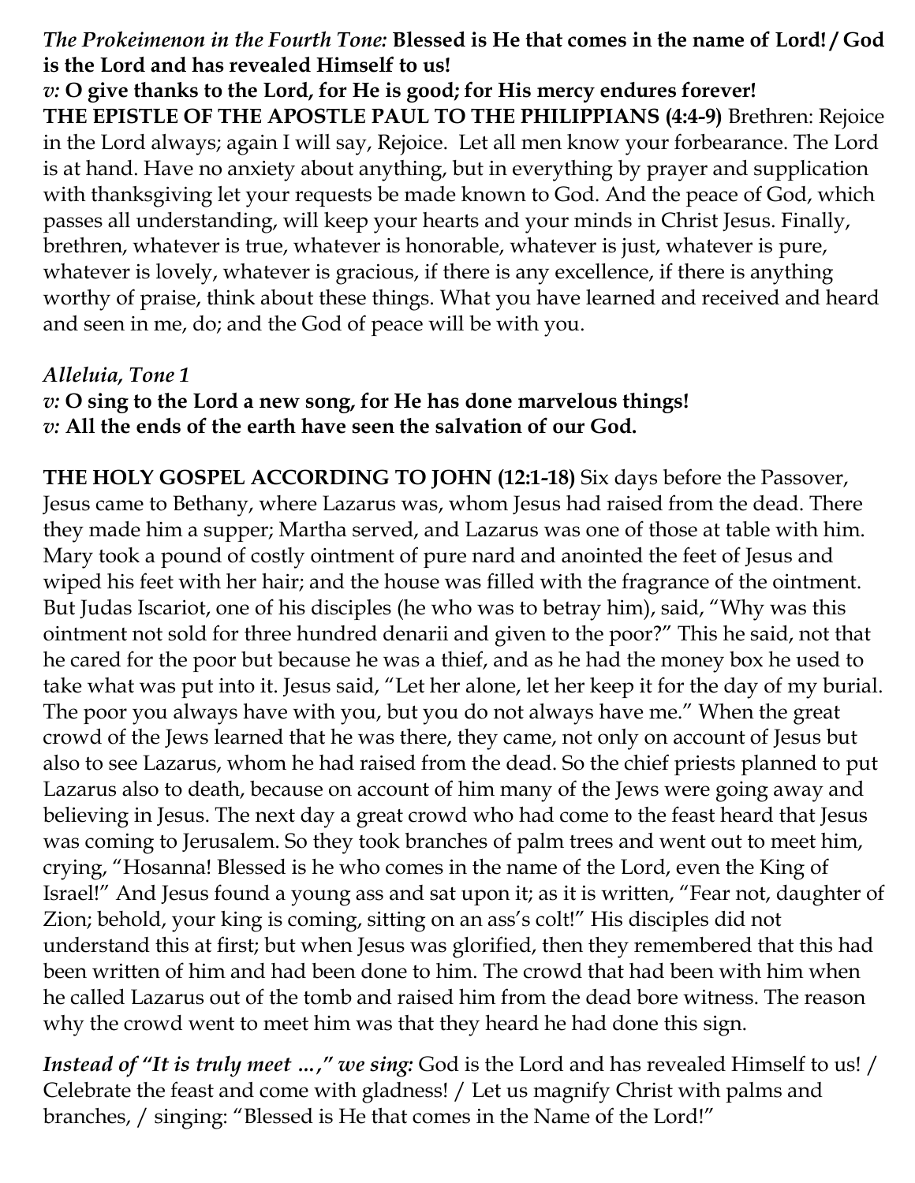*The Prokeimenon in the Fourth Tone:* **Blessed is He that comes in the name of Lord! / God is the Lord and has revealed Himself to us!**

*v:* **O give thanks to the Lord, for He is good; for His mercy endures forever!**

**THE EPISTLE OF THE APOSTLE PAUL TO THE PHILIPPIANS (4:4-9)** Brethren: Rejoice in the Lord always; again I will say, Rejoice. Let all men know your forbearance. The Lord is at hand. Have no anxiety about anything, but in everything by prayer and supplication with thanksgiving let your requests be made known to God. And the peace of God, which passes all understanding, will keep your hearts and your minds in Christ Jesus. Finally, brethren, whatever is true, whatever is honorable, whatever is just, whatever is pure, whatever is lovely, whatever is gracious, if there is any excellence, if there is anything worthy of praise, think about these things. What you have learned and received and heard and seen in me, do; and the God of peace will be with you.

***Alleluia, Tone 1***

*v:* **O sing to the Lord a new song, for He has done marvelous things!**

*v:* **All the ends of the earth have seen the salvation of our God.**

**THE HOLY GOSPEL ACCORDING TO JOHN (12:1-18)** Six days before the Passover, Jesus came to Bethany, where Lazarus was, whom Jesus had raised from the dead. There they made him a supper; Martha served, and Lazarus was one of those at table with him. Mary took a pound of costly ointment of pure nard and anointed the feet of Jesus and wiped his feet with her hair; and the house was filled with the fragrance of the ointment. But Judas Iscariot, one of his disciples (he who was to betray him), said, "Why was this ointment not sold for three hundred denarii and given to the poor?" This he said, not that he cared for the poor but because he was a thief, and as he had the money box he used to take what was put into it. Jesus said, "Let her alone, let her keep it for the day of my burial. The poor you always have with you, but you do not always have me." When the great crowd of the Jews learned that he was there, they came, not only on account of Jesus but also to see Lazarus, whom he had raised from the dead. So the chief priests planned to put Lazarus also to death, because on account of him many of the Jews were going away and believing in Jesus. The next day a great crowd who had come to the feast heard that Jesus was coming to Jerusalem. So they took branches of palm trees and went out to meet him, crying, "Hosanna! Blessed is he who comes in the name of the Lord, even the King of Israel!" And Jesus found a young ass and sat upon it; as it is written, "Fear not, daughter of Zion; behold, your king is coming, sitting on an ass's colt!" His disciples did not understand this at first; but when Jesus was glorified, then they remembered that this had been written of him and had been done to him. The crowd that had been with him when he called Lazarus out of the tomb and raised him from the dead bore witness. The reason why the crowd went to meet him was that they heard he had done this sign.

***Instead of "It is truly meet …," we sing:*** God is the Lord and has revealed Himself to us! / Celebrate the feast and come with gladness! / Let us magnify Christ with palms and branches, / singing: "Blessed is He that comes in the Name of the Lord!"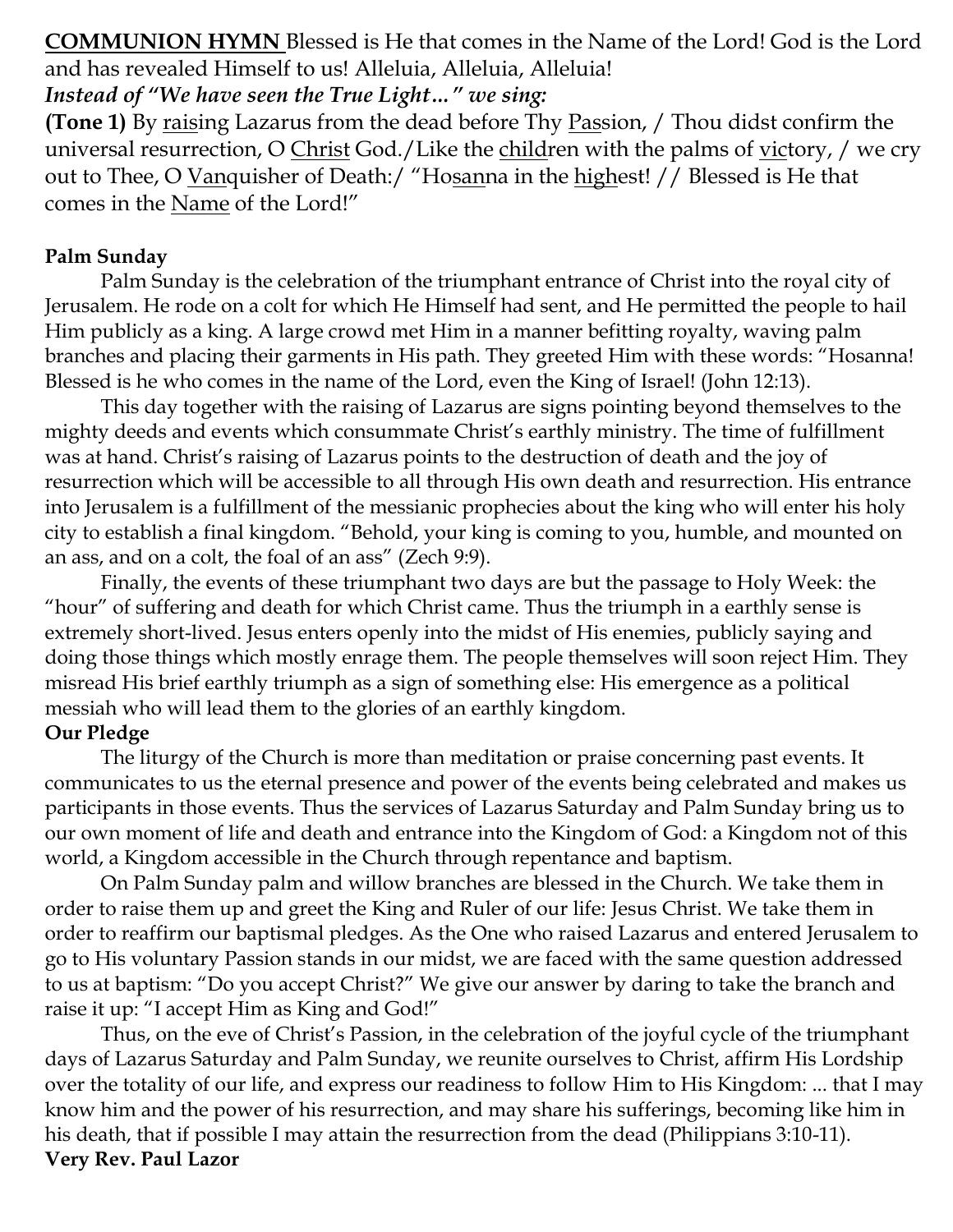**COMMUNION HYMN** Blessed is He that comes in the Name of the Lord! God is the Lord and has revealed Himself to us! Alleluia, Alleluia, Alleluia!

***Instead of "We have seen the True Light…" we sing:***

**(Tone 1)** By <u>rais</u>ing Lazarus from the dead before Thy <u>Pas</u>sion, / Thou didst confirm the universal resurrection, O <u>Christ</u> God./Like the <u>child</u>ren with the palms of <u>vic</u>tory, / we cry out to Thee, O <u>Van</u>quisher of Death:/ "Ho<u>san</u>na in the <u>high</u>est! // Blessed is He that comes in the <u>Name</u> of the Lord!"

**Palm Sunday**

Palm Sunday is the celebration of the triumphant entrance of Christ into the royal city of Jerusalem. He rode on a colt for which He Himself had sent, and He permitted the people to hail Him publicly as a king. A large crowd met Him in a manner befitting royalty, waving palm branches and placing their garments in His path. They greeted Him with these words: "Hosanna! Blessed is he who comes in the name of the Lord, even the King of Israel! (John 12:13).

This day together with the raising of Lazarus are signs pointing beyond themselves to the mighty deeds and events which consummate Christ's earthly ministry. The time of fulfillment was at hand. Christ's raising of Lazarus points to the destruction of death and the joy of resurrection which will be accessible to all through His own death and resurrection. His entrance into Jerusalem is a fulfillment of the messianic prophecies about the king who will enter his holy city to establish a final kingdom. "Behold, your king is coming to you, humble, and mounted on an ass, and on a colt, the foal of an ass" (Zech 9:9).

Finally, the events of these triumphant two days are but the passage to Holy Week: the "hour" of suffering and death for which Christ came. Thus the triumph in a earthly sense is extremely short-lived. Jesus enters openly into the midst of His enemies, publicly saying and doing those things which mostly enrage them. The people themselves will soon reject Him. They misread His brief earthly triumph as a sign of something else: His emergence as a political messiah who will lead them to the glories of an earthly kingdom.

**Our Pledge**

The liturgy of the Church is more than meditation or praise concerning past events. It communicates to us the eternal presence and power of the events being celebrated and makes us participants in those events. Thus the services of Lazarus Saturday and Palm Sunday bring us to our own moment of life and death and entrance into the Kingdom of God: a Kingdom not of this world, a Kingdom accessible in the Church through repentance and baptism.

On Palm Sunday palm and willow branches are blessed in the Church. We take them in order to raise them up and greet the King and Ruler of our life: Jesus Christ. We take them in order to reaffirm our baptismal pledges. As the One who raised Lazarus and entered Jerusalem to go to His voluntary Passion stands in our midst, we are faced with the same question addressed to us at baptism: "Do you accept Christ?" We give our answer by daring to take the branch and raise it up: "I accept Him as King and God!"

Thus, on the eve of Christ's Passion, in the celebration of the joyful cycle of the triumphant days of Lazarus Saturday and Palm Sunday, we reunite ourselves to Christ, affirm His Lordship over the totality of our life, and express our readiness to follow Him to His Kingdom: ... that I may know him and the power of his resurrection, and may share his sufferings, becoming like him in his death, that if possible I may attain the resurrection from the dead (Philippians 3:10-11).

**Very Rev. Paul Lazor**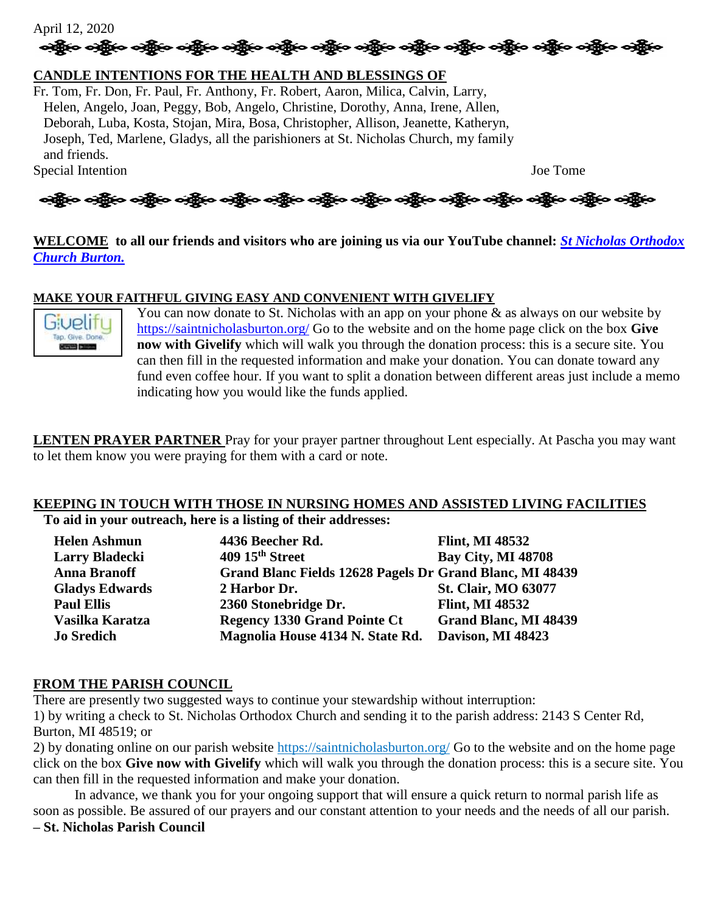April 12, 2020

**CANDLE INTENTIONS FOR THE HEALTH AND BLESSINGS OF**

Fr. Tom, Fr. Don, Fr. Paul, Fr. Anthony, Fr. Robert, Aaron, Milica, Calvin, Larry, Helen, Angelo, Joan, Peggy, Bob, Angelo, Christine, Dorothy, Anna, Irene, Allen, Deborah, Luba, Kosta, Stojan, Mira, Bosa, Christopher, Allison, Jeanette, Katheryn, Joseph, Ted, Marlene, Gladys, all the parishioners at St. Nicholas Church, my family and friends.

Special Intention — Joe Tome

**WELCOME** to all our friends and visitors who are joining us via our YouTube channel: ***St Nicholas Orthodox Church Burton.***

**MAKE YOUR FAITHFUL GIVING EASY AND CONVENIENT WITH GIVELIFY**

You can now donate to St. Nicholas with an app on your phone & as always on our website by https://saintnicholasburton.org/ Go to the website and on the home page click on the box **Give now with Givelify** which will walk you through the donation process: this is a secure site. You can then fill in the requested information and make your donation. You can donate toward any fund even coffee hour. If you want to split a donation between different areas just include a memo indicating how you would like the funds applied.

**LENTEN PRAYER PARTNER** Pray for your prayer partner throughout Lent especially. At Pascha you may want to let them know you were praying for them with a card or note.

**KEEPING IN TOUCH WITH THOSE IN NURSING HOMES AND ASSISTED LIVING FACILITIES**

**To aid in your outreach, here is a listing of their addresses:**

| Name | Address | City |
|---|---|---|
| **Helen Ashmun** | **4436 Beecher Rd.** | **Flint, MI 48532** |
| **Larry Bladecki** | **409 15th Street** | **Bay City, MI 48708** |
| **Anna Branoff** | **Grand Blanc Fields 12628 Pagels Dr** | **Grand Blanc, MI 48439** |
| **Gladys Edwards** | **2 Harbor Dr.** | **St. Clair, MO 63077** |
| **Paul Ellis** | **2360 Stonebridge Dr.** | **Flint, MI 48532** |
| **Vasilka Karatza** | **Regency 1330 Grand Pointe Ct** | **Grand Blanc, MI 48439** |
| **Jo Sredich** | **Magnolia House 4134 N. State Rd.** | **Davison, MI 48423** |

**FROM THE PARISH COUNCIL**

There are presently two suggested ways to continue your stewardship without interruption:

1) by writing a check to St. Nicholas Orthodox Church and sending it to the parish address: 2143 S Center Rd, Burton, MI 48519; or

2) by donating online on our parish website https://saintnicholasburton.org/ Go to the website and on the home page click on the box **Give now with Givelify** which will walk you through the donation process: this is a secure site. You can then fill in the requested information and make your donation.

In advance, we thank you for your ongoing support that will ensure a quick return to normal parish life as soon as possible. Be assured of our prayers and our constant attention to your needs and the needs of all our parish.

**– St. Nicholas Parish Council**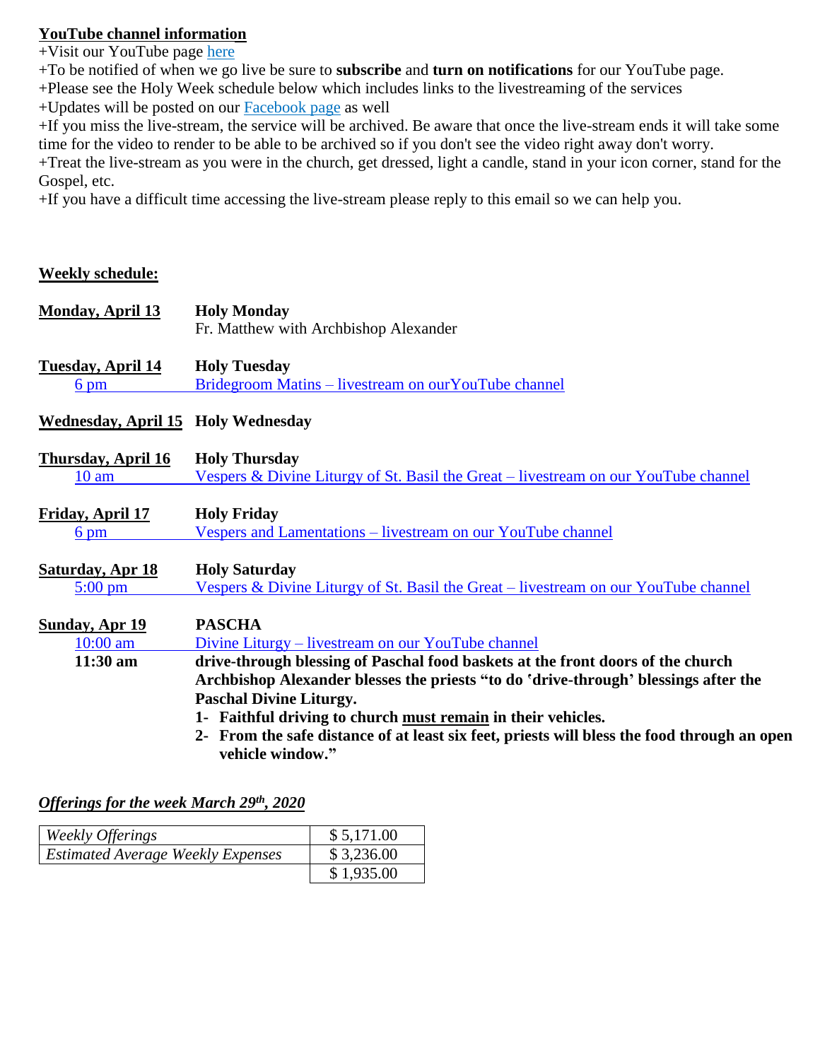**YouTube channel information**

+Visit our YouTube page here

+To be notified of when we go live be sure to **subscribe** and **turn on notifications** for our YouTube page.

+Please see the Holy Week schedule below which includes links to the livestreaming of the services

+Updates will be posted on our Facebook page as well

+If you miss the live-stream, the service will be archived. Be aware that once the live-stream ends it will take some time for the video to render to be able to be archived so if you don't see the video right away don't worry.

+Treat the live-stream as you were in the church, get dressed, light a candle, stand in your icon corner, stand for the Gospel, etc.

+If you have a difficult time accessing the live-stream please reply to this email so we can help you.

**Weekly schedule:**

**Monday, April 13** — **Holy Monday**
Fr. Matthew with Archbishop Alexander

**Tuesday, April 14** — **Holy Tuesday**
6 pm — Bridegroom Matins – livestream on ourYouTube channel

**Wednesday, April 15** — **Holy Wednesday**

**Thursday, April 16** — **Holy Thursday**
10 am — Vespers & Divine Liturgy of St. Basil the Great – livestream on our YouTube channel

**Friday, April 17** — **Holy Friday**
6 pm — Vespers and Lamentations – livestream on our YouTube channel

**Saturday, Apr 18** — **Holy Saturday**
5:00 pm — Vespers & Divine Liturgy of St. Basil the Great – livestream on our YouTube channel

**Sunday, Apr 19** — **PASCHA**
10:00 am — Divine Liturgy – livestream on our YouTube channel

**11:30 am** — **drive-through blessing of Paschal food baskets at the front doors of the church**
**Archbishop Alexander blesses the priests "to do 'drive-through' blessings after the Paschal Divine Liturgy.**

1. **Faithful driving to church must remain in their vehicles.**
2. **From the safe distance of at least six feet, priests will bless the food through an open vehicle window."**

***Offerings for the week March 29th, 2020***

| | |
|---|---|
| *Weekly Offerings* | $ 5,171.00 |
| *Estimated Average Weekly Expenses* | $ 3,236.00 |
| | $ 1,935.00 |